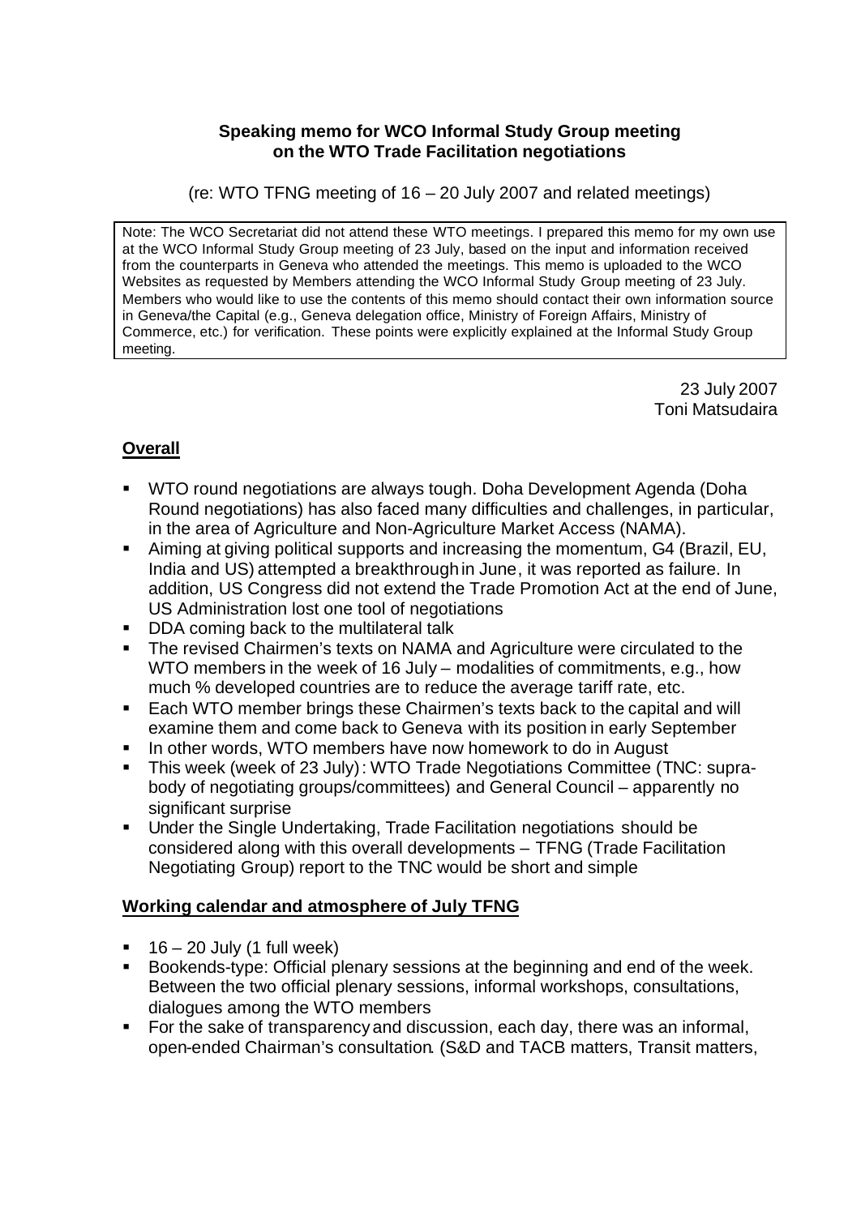**Speaking memo for WCO Informal Study Group meeting on the WTO Trade Facilitation negotiations**

(re: WTO TFNG meeting of 16 – 20 July 2007 and related meetings)

> Note: The WCO Secretariat did not attend these WTO meetings. I prepared this memo for my own use at the WCO Informal Study Group meeting of 23 July, based on the input and information received from the counterparts in Geneva who attended the meetings. This memo is uploaded to the WCO Websites as requested by Members attending the WCO Informal Study Group meeting of 23 July. Members who would like to use the contents of this memo should contact their own information source in Geneva/the Capital (e.g., Geneva delegation office, Ministry of Foreign Affairs, Ministry of Commerce, etc.) for verification. These points were explicitly explained at the Informal Study Group meeting.

23 July 2007
Toni Matsudaira

## Overall

- WTO round negotiations are always tough. Doha Development Agenda (Doha Round negotiations) has also faced many difficulties and challenges, in particular, in the area of Agriculture and Non-Agriculture Market Access (NAMA).
- Aiming at giving political supports and increasing the momentum, G4 (Brazil, EU, India and US) attempted a breakthrough in June, it was reported as failure. In addition, US Congress did not extend the Trade Promotion Act at the end of June, US Administration lost one tool of negotiations
- DDA coming back to the multilateral talk
- The revised Chairmen's texts on NAMA and Agriculture were circulated to the WTO members in the week of 16 July – modalities of commitments, e.g., how much % developed countries are to reduce the average tariff rate, etc.
- Each WTO member brings these Chairmen's texts back to the capital and will examine them and come back to Geneva with its position in early September
- In other words, WTO members have now homework to do in August
- This week (week of 23 July): WTO Trade Negotiations Committee (TNC: supra-body of negotiating groups/committees) and General Council – apparently no significant surprise
- Under the Single Undertaking, Trade Facilitation negotiations should be considered along with this overall developments – TFNG (Trade Facilitation Negotiating Group) report to the TNC would be short and simple

## Working calendar and atmosphere of July TFNG

- 16 – 20 July (1 full week)
- Bookends-type: Official plenary sessions at the beginning and end of the week. Between the two official plenary sessions, informal workshops, consultations, dialogues among the WTO members
- For the sake of transparency and discussion, each day, there was an informal, open-ended Chairman's consultation. (S&D and TACB matters, Transit matters,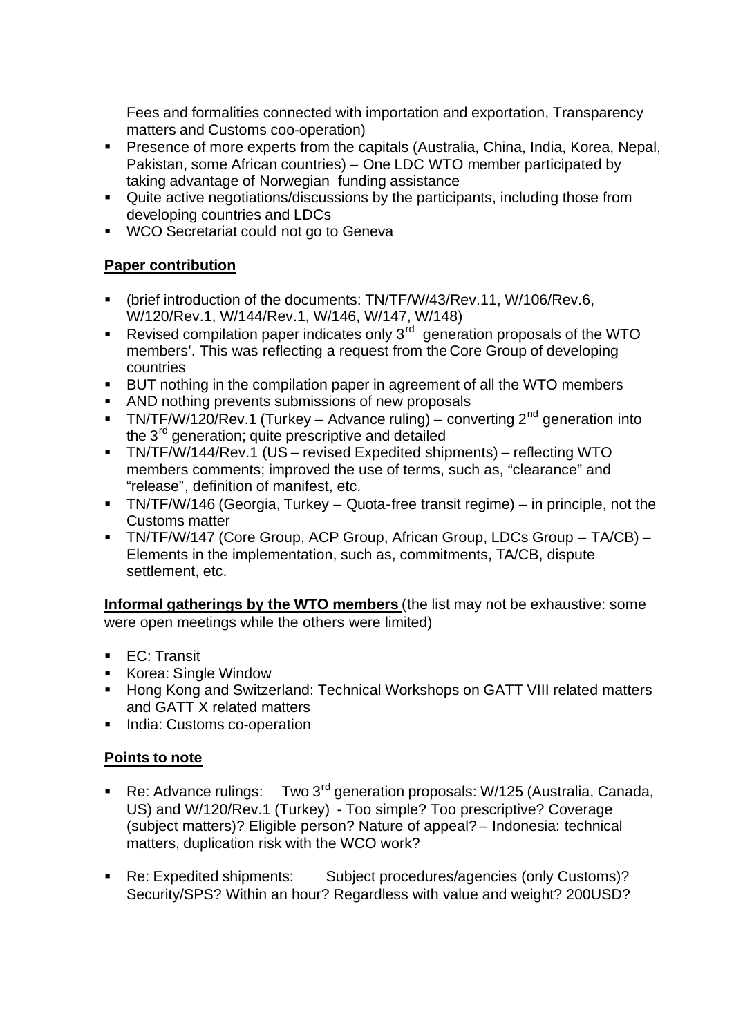Fees and formalities connected with importation and exportation, Transparency matters and Customs coo-operation)

- Presence of more experts from the capitals (Australia, China, India, Korea, Nepal, Pakistan, some African countries) – One LDC WTO member participated by taking advantage of Norwegian funding assistance
- Quite active negotiations/discussions by the participants, including those from developing countries and LDCs
- WCO Secretariat could not go to Geneva

**Paper contribution**

- (brief introduction of the documents: TN/TF/W/43/Rev.11, W/106/Rev.6, W/120/Rev.1, W/144/Rev.1, W/146, W/147, W/148)
- Revised compilation paper indicates only 3rd generation proposals of the WTO members'. This was reflecting a request from the Core Group of developing countries
- BUT nothing in the compilation paper in agreement of all the WTO members
- AND nothing prevents submissions of new proposals
- TN/TF/W/120/Rev.1 (Turkey – Advance ruling) – converting 2nd generation into the 3rd generation; quite prescriptive and detailed
- TN/TF/W/144/Rev.1 (US – revised Expedited shipments) – reflecting WTO members comments; improved the use of terms, such as, "clearance" and "release", definition of manifest, etc.
- TN/TF/W/146 (Georgia, Turkey – Quota-free transit regime) – in principle, not the Customs matter
- TN/TF/W/147 (Core Group, ACP Group, African Group, LDCs Group – TA/CB) – Elements in the implementation, such as, commitments, TA/CB, dispute settlement, etc.

**Informal gatherings by the WTO members** (the list may not be exhaustive: some were open meetings while the others were limited)

- EC: Transit
- Korea: Single Window
- Hong Kong and Switzerland: Technical Workshops on GATT VIII related matters and GATT X related matters
- India: Customs co-operation

**Points to note**

- Re: Advance rulings: Two 3rd generation proposals: W/125 (Australia, Canada, US) and W/120/Rev.1 (Turkey) - Too simple? Too prescriptive? Coverage (subject matters)? Eligible person? Nature of appeal? – Indonesia: technical matters, duplication risk with the WCO work?

- Re: Expedited shipments: Subject procedures/agencies (only Customs)? Security/SPS? Within an hour? Regardless with value and weight? 200USD?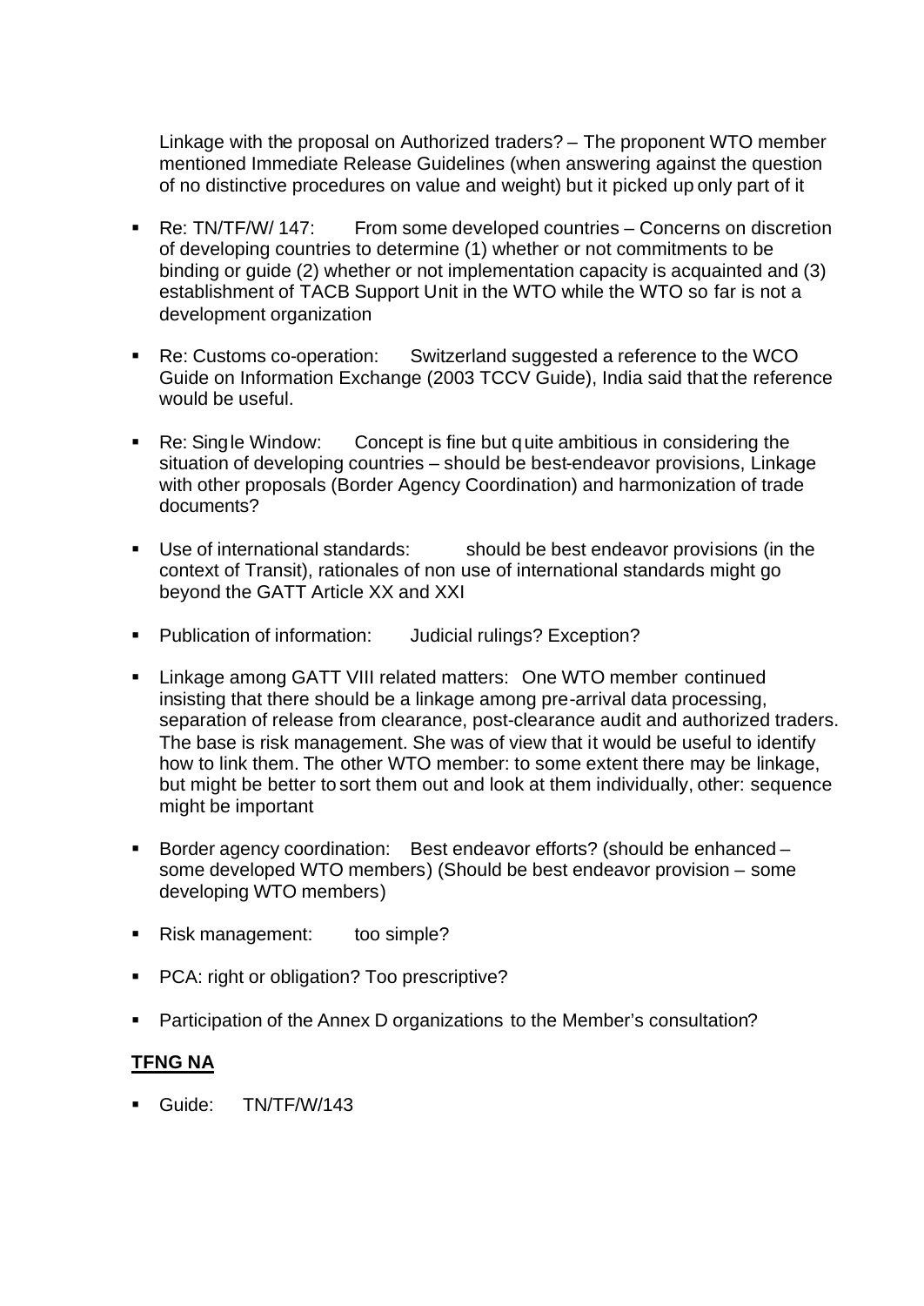Linkage with the proposal on Authorized traders? – The proponent WTO member mentioned Immediate Release Guidelines (when answering against the question of no distinctive procedures on value and weight) but it picked up only part of it

- Re: TN/TF/W/ 147: From some developed countries – Concerns on discretion of developing countries to determine (1) whether or not commitments to be binding or guide (2) whether or not implementation capacity is acquainted and (3) establishment of TACB Support Unit in the WTO while the WTO so far is not a development organization
- Re: Customs co-operation: Switzerland suggested a reference to the WCO Guide on Information Exchange (2003 TCCV Guide), India said that the reference would be useful.
- Re: Single Window: Concept is fine but quite ambitious in considering the situation of developing countries – should be best-endeavor provisions, Linkage with other proposals (Border Agency Coordination) and harmonization of trade documents?
- Use of international standards: should be best endeavor provisions (in the context of Transit), rationales of non use of international standards might go beyond the GATT Article XX and XXI
- Publication of information: Judicial rulings? Exception?
- Linkage among GATT VIII related matters: One WTO member continued insisting that there should be a linkage among pre-arrival data processing, separation of release from clearance, post-clearance audit and authorized traders. The base is risk management. She was of view that it would be useful to identify how to link them. The other WTO member: to some extent there may be linkage, but might be better to sort them out and look at them individually, other: sequence might be important
- Border agency coordination: Best endeavor efforts? (should be enhanced – some developed WTO members) (Should be best endeavor provision – some developing WTO members)
- Risk management: too simple?
- PCA: right or obligation? Too prescriptive?
- Participation of the Annex D organizations to the Member's consultation?

**TFNG NA**

- Guide: TN/TF/W/143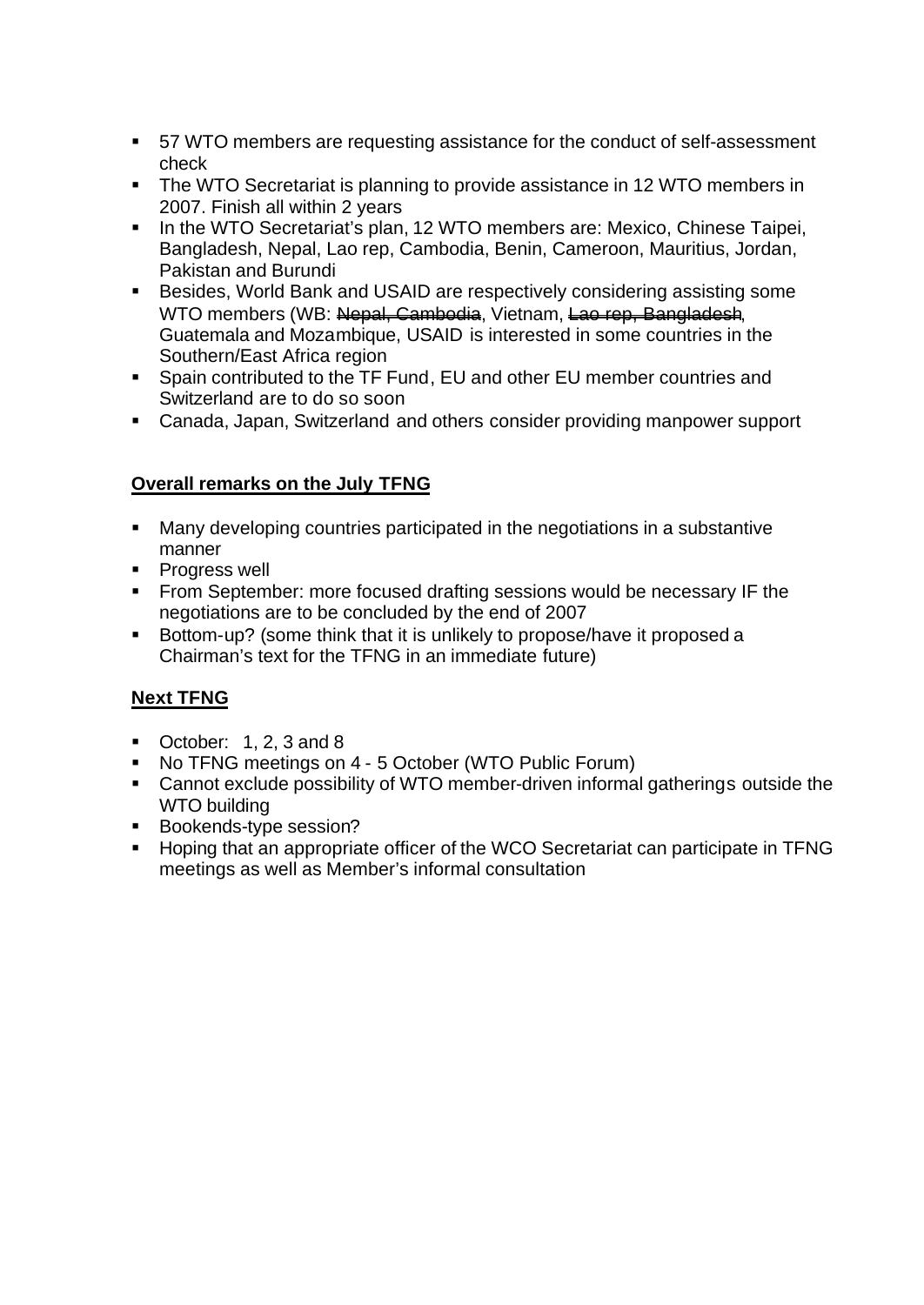- 57 WTO members are requesting assistance for the conduct of self-assessment check
- The WTO Secretariat is planning to provide assistance in 12 WTO members in 2007. Finish all within 2 years
- In the WTO Secretariat's plan, 12 WTO members are: Mexico, Chinese Taipei, Bangladesh, Nepal, Lao rep, Cambodia, Benin, Cameroon, Mauritius, Jordan, Pakistan and Burundi
- Besides, World Bank and USAID are respectively considering assisting some WTO members (WB: ~~Nepal, Cambodia~~, Vietnam, ~~Lao rep, Bangladesh~~, Guatemala and Mozambique, USAID is interested in some countries in the Southern/East Africa region
- Spain contributed to the TF Fund, EU and other EU member countries and Switzerland are to do so soon
- Canada, Japan, Switzerland and others consider providing manpower support

**Overall remarks on the July TFNG**

- Many developing countries participated in the negotiations in a substantive manner
- Progress well
- From September: more focused drafting sessions would be necessary IF the negotiations are to be concluded by the end of 2007
- Bottom-up? (some think that it is unlikely to propose/have it proposed a Chairman's text for the TFNG in an immediate future)

**Next TFNG**

- October: 1, 2, 3 and 8
- No TFNG meetings on 4 - 5 October (WTO Public Forum)
- Cannot exclude possibility of WTO member-driven informal gatherings outside the WTO building
- Bookends-type session?
- Hoping that an appropriate officer of the WCO Secretariat can participate in TFNG meetings as well as Member's informal consultation